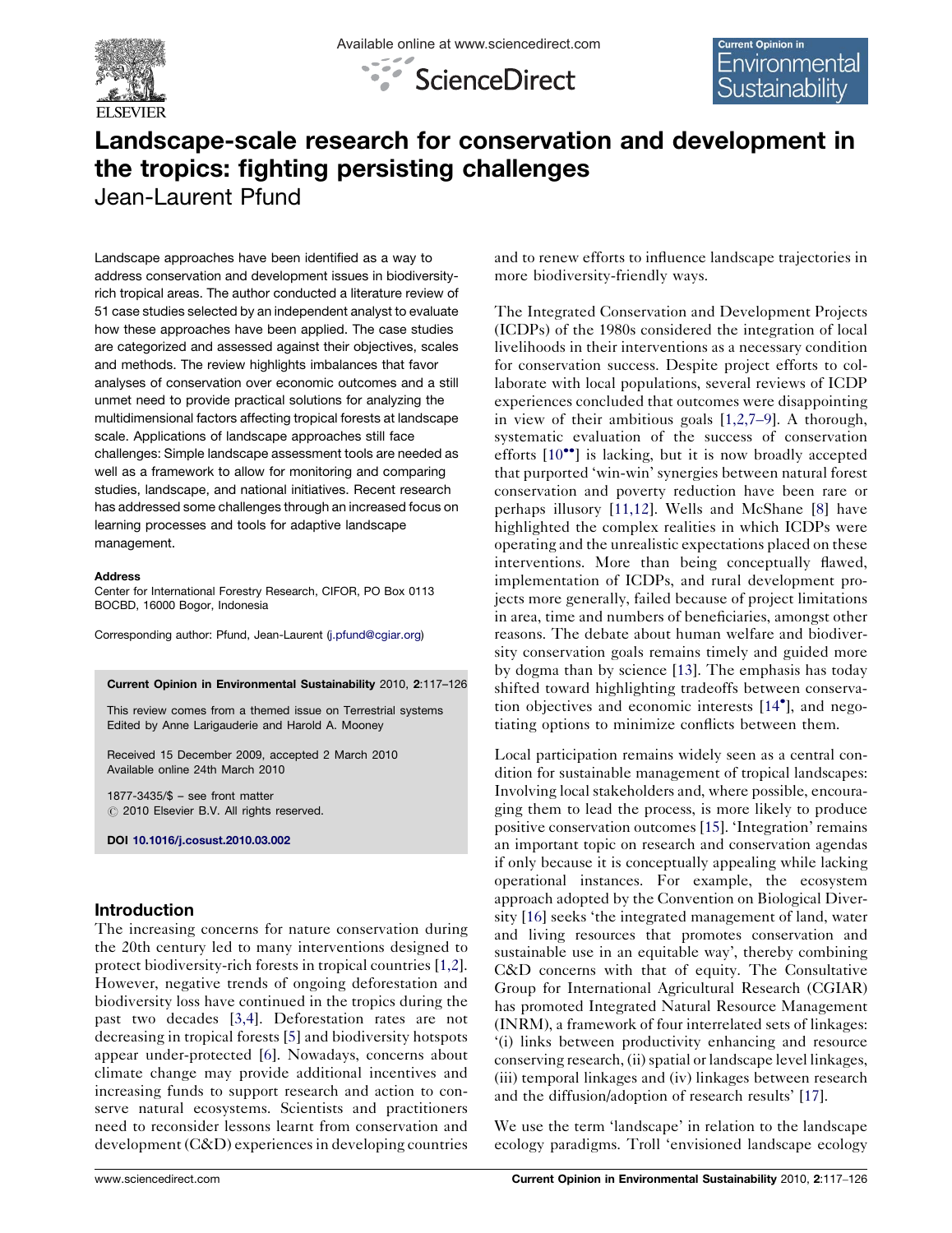# Landscape-scale research for conservation and development in the tropics: fighting persisting challenges

Jean-Laurent Pfund

Landscape approaches have been identified as a way to address conservation and development issues in biodiversity-rich tropical areas. The author conducted a literature review of 51 case studies selected by an independent analyst to evaluate how these approaches have been applied. The case studies are categorized and assessed against their objectives, scales and methods. The review highlights imbalances that favor analyses of conservation over economic outcomes and a still unmet need to provide practical solutions for analyzing the multidimensional factors affecting tropical forests at landscape scale. Applications of landscape approaches still face challenges: Simple landscape assessment tools are needed as well as a framework to allow for monitoring and comparing studies, landscape, and national initiatives. Recent research has addressed some challenges through an increased focus on learning processes and tools for adaptive landscape management.

**Address**

Center for International Forestry Research, CIFOR, PO Box 0113 BOCBD, 16000 Bogor, Indonesia

Corresponding author: Pfund, Jean-Laurent (j.pfund@cgiar.org)

**Current Opinion in Environmental Sustainability** 2010, **2**:117–126

This review comes from a themed issue on Terrestrial systems
Edited by Anne Larigauderie and Harold A. Mooney

Received 15 December 2009, accepted 2 March 2010
Available online 24th March 2010

1877-3435/$ – see front matter
© 2010 Elsevier B.V. All rights reserved.

**DOI** 10.1016/j.cosust.2010.03.002

## Introduction

The increasing concerns for nature conservation during the 20th century led to many interventions designed to protect biodiversity-rich forests in tropical countries [1,2]. However, negative trends of ongoing deforestation and biodiversity loss have continued in the tropics during the past two decades [3,4]. Deforestation rates are not decreasing in tropical forests [5] and biodiversity hotspots appear under-protected [6]. Nowadays, concerns about climate change may provide additional incentives and increasing funds to support research and action to conserve natural ecosystems. Scientists and practitioners need to reconsider lessons learnt from conservation and development (C&D) experiences in developing countries and to renew efforts to influence landscape trajectories in more biodiversity-friendly ways.

The Integrated Conservation and Development Projects (ICDPs) of the 1980s considered the integration of local livelihoods in their interventions as a necessary condition for conservation success. Despite project efforts to collaborate with local populations, several reviews of ICDP experiences concluded that outcomes were disappointing in view of their ambitious goals [1,2,7–9]. A thorough, systematic evaluation of the success of conservation efforts [10••] is lacking, but it is now broadly accepted that purported 'win-win' synergies between natural forest conservation and poverty reduction have been rare or perhaps illusory [11,12]. Wells and McShane [8] have highlighted the complex realities in which ICDPs were operating and the unrealistic expectations placed on these interventions. More than being conceptually flawed, implementation of ICDPs, and rural development projects more generally, failed because of project limitations in area, time and numbers of beneficiaries, amongst other reasons. The debate about human welfare and biodiversity conservation goals remains timely and guided more by dogma than by science [13]. The emphasis has today shifted toward highlighting tradeoffs between conservation objectives and economic interests [14•], and negotiating options to minimize conflicts between them.

Local participation remains widely seen as a central condition for sustainable management of tropical landscapes: Involving local stakeholders and, where possible, encouraging them to lead the process, is more likely to produce positive conservation outcomes [15]. 'Integration' remains an important topic on research and conservation agendas if only because it is conceptually appealing while lacking operational instances. For example, the ecosystem approach adopted by the Convention on Biological Diversity [16] seeks 'the integrated management of land, water and living resources that promotes conservation and sustainable use in an equitable way', thereby combining C&D concerns with that of equity. The Consultative Group for International Agricultural Research (CGIAR) has promoted Integrated Natural Resource Management (INRM), a framework of four interrelated sets of linkages: '(i) links between productivity enhancing and resource conserving research, (ii) spatial or landscape level linkages, (iii) temporal linkages and (iv) linkages between research and the diffusion/adoption of research results' [17].

We use the term 'landscape' in relation to the landscape ecology paradigms. Troll 'envisioned landscape ecology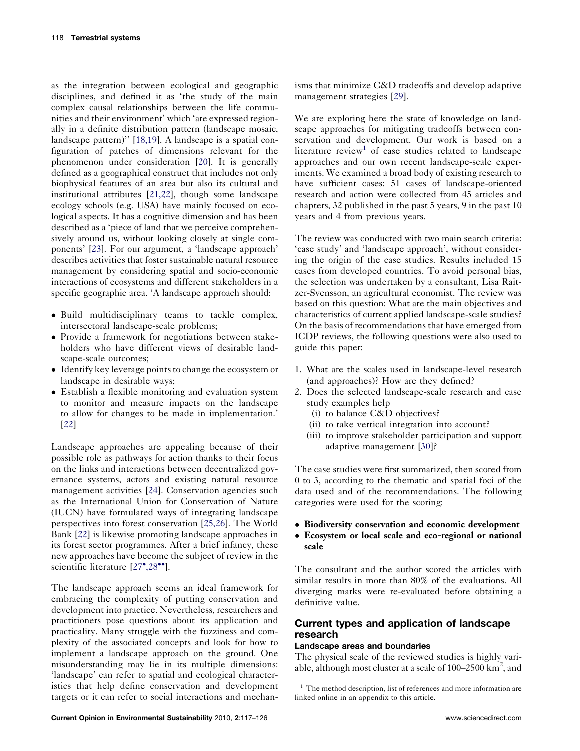as the integration between ecological and geographic disciplines, and defined it as 'the study of the main complex causal relationships between the life communities and their environment' which 'are expressed regionally in a definite distribution pattern (landscape mosaic, landscape pattern)'' [18,19]. A landscape is a spatial configuration of patches of dimensions relevant for the phenomenon under consideration [20]. It is generally defined as a geographical construct that includes not only biophysical features of an area but also its cultural and institutional attributes [21,22], though some landscape ecology schools (e.g. USA) have mainly focused on ecological aspects. It has a cognitive dimension and has been described as a 'piece of land that we perceive comprehensively around us, without looking closely at single components' [23]. For our argument, a 'landscape approach' describes activities that foster sustainable natural resource management by considering spatial and socio-economic interactions of ecosystems and different stakeholders in a specific geographic area. 'A landscape approach should:

- Build multidisciplinary teams to tackle complex, intersectoral landscape-scale problems;
- Provide a framework for negotiations between stakeholders who have different views of desirable landscape-scale outcomes;
- Identify key leverage points to change the ecosystem or landscape in desirable ways;
- Establish a flexible monitoring and evaluation system to monitor and measure impacts on the landscape to allow for changes to be made in implementation.' [22]

Landscape approaches are appealing because of their possible role as pathways for action thanks to their focus on the links and interactions between decentralized governance systems, actors and existing natural resource management activities [24]. Conservation agencies such as the International Union for Conservation of Nature (IUCN) have formulated ways of integrating landscape perspectives into forest conservation [25,26]. The World Bank [22] is likewise promoting landscape approaches in its forest sector programmes. After a brief infancy, these new approaches have become the subject of review in the scientific literature [27•,28••].

The landscape approach seems an ideal framework for embracing the complexity of putting conservation and development into practice. Nevertheless, researchers and practitioners pose questions about its application and practicality. Many struggle with the fuzziness and complexity of the associated concepts and look for how to implement a landscape approach on the ground. One misunderstanding may lie in its multiple dimensions: 'landscape' can refer to spatial and ecological characteristics that help define conservation and development targets or it can refer to social interactions and mechanisms that minimize C&D tradeoffs and develop adaptive management strategies [29].

We are exploring here the state of knowledge on landscape approaches for mitigating tradeoffs between conservation and development. Our work is based on a literature review[1] of case studies related to landscape approaches and our own recent landscape-scale experiments. We examined a broad body of existing research to have sufficient cases: 51 cases of landscape-oriented research and action were collected from 45 articles and chapters, 32 published in the past 5 years, 9 in the past 10 years and 4 from previous years.

The review was conducted with two main search criteria: 'case study' and 'landscape approach', without considering the origin of the case studies. Results included 15 cases from developed countries. To avoid personal bias, the selection was undertaken by a consultant, Lisa Raitzer-Svensson, an agricultural economist. The review was based on this question: What are the main objectives and characteristics of current applied landscape-scale studies? On the basis of recommendations that have emerged from ICDP reviews, the following questions were also used to guide this paper:

1. What are the scales used in landscape-level research (and approaches)? How are they defined?
2. Does the selected landscape-scale research and case study examples help
   (i) to balance C&D objectives?
   (ii) to take vertical integration into account?
   (iii) to improve stakeholder participation and support adaptive management [30]?

The case studies were first summarized, then scored from 0 to 3, according to the thematic and spatial foci of the data used and of the recommendations. The following categories were used for the scoring:

- **Biodiversity conservation and economic development**
- **Ecosystem or local scale and eco-regional or national scale**

The consultant and the author scored the articles with similar results in more than 80% of the evaluations. All diverging marks were re-evaluated before obtaining a definitive value.

## Current types and application of landscape research

### Landscape areas and boundaries

The physical scale of the reviewed studies is highly variable, although most cluster at a scale of 100–2500 km$^2$, and

[1] The method description, list of references and more information are linked online in an appendix to this article.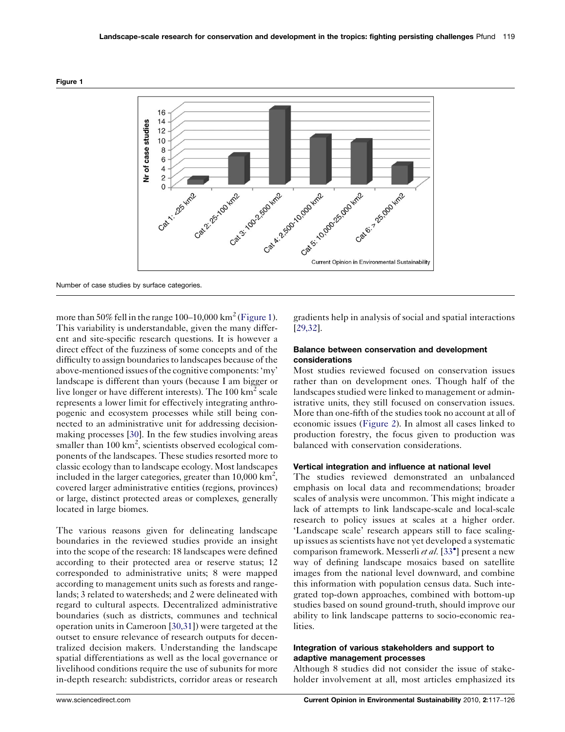**Figure 1**

Number of case studies by surface categories.

more than 50% fell in the range 100–10,000 km$^2$ (Figure 1). This variability is understandable, given the many different and site-specific research questions. It is however a direct effect of the fuzziness of some concepts and of the difficulty to assign boundaries to landscapes because of the above-mentioned issues of the cognitive components: 'my' landscape is different than yours (because I am bigger or live longer or have different interests). The 100 km$^2$ scale represents a lower limit for effectively integrating anthropogenic and ecosystem processes while still being connected to an administrative unit for addressing decision-making processes [30]. In the few studies involving areas smaller than 100 km$^2$, scientists observed ecological components of the landscapes. These studies resorted more to classic ecology than to landscape ecology. Most landscapes included in the larger categories, greater than 10,000 km$^2$, covered larger administrative entities (regions, provinces) or large, distinct protected areas or complexes, generally located in large biomes.

The various reasons given for delineating landscape boundaries in the reviewed studies provide an insight into the scope of the research: 18 landscapes were defined according to their protected area or reserve status; 12 corresponded to administrative units; 8 were mapped according to management units such as forests and rangelands; 3 related to watersheds; and 2 were delineated with regard to cultural aspects. Decentralized administrative boundaries (such as districts, communes and technical operation units in Cameroon [30,31]) were targeted at the outset to ensure relevance of research outputs for decentralized decision makers. Understanding the landscape spatial differentiations as well as the local governance or livelihood conditions require the use of subunits for more in-depth research: subdistricts, corridor areas or research gradients help in analysis of social and spatial interactions [29,32].

### Balance between conservation and development considerations

Most studies reviewed focused on conservation issues rather than on development ones. Though half of the landscapes studied were linked to management or administrative units, they still focused on conservation issues. More than one-fifth of the studies took no account at all of economic issues (Figure 2). In almost all cases linked to production forestry, the focus given to production was balanced with conservation considerations.

### Vertical integration and influence at national level

The studies reviewed demonstrated an unbalanced emphasis on local data and recommendations; broader scales of analysis were uncommon. This might indicate a lack of attempts to link landscape-scale and local-scale research to policy issues at scales at a higher order. 'Landscape scale' research appears still to face scaling-up issues as scientists have not yet developed a systematic comparison framework. Messerli *et al.* [33•] present a new way of defining landscape mosaics based on satellite images from the national level downward, and combine this information with population census data. Such integrated top-down approaches, combined with bottom-up studies based on sound ground-truth, should improve our ability to link landscape patterns to socio-economic realities.

### Integration of various stakeholders and support to adaptive management processes

Although 8 studies did not consider the issue of stakeholder involvement at all, most articles emphasized its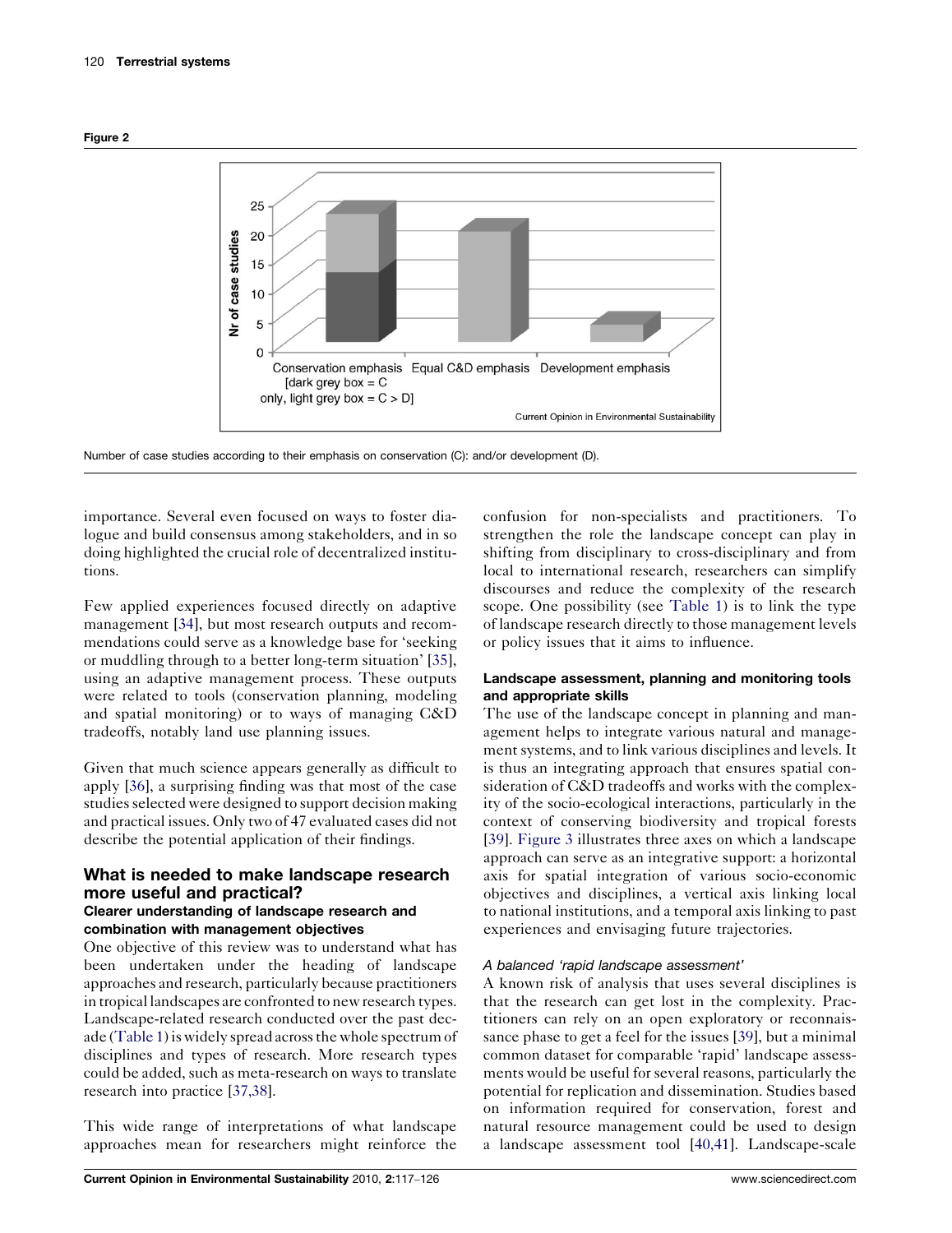**Figure 2**

Number of case studies according to their emphasis on conservation (C): and/or development (D).

importance. Several even focused on ways to foster dialogue and build consensus among stakeholders, and in so doing highlighted the crucial role of decentralized institutions.

Few applied experiences focused directly on adaptive management [34], but most research outputs and recommendations could serve as a knowledge base for 'seeking or muddling through to a better long-term situation' [35], using an adaptive management process. These outputs were related to tools (conservation planning, modeling and spatial monitoring) or to ways of managing C&D tradeoffs, notably land use planning issues.

Given that much science appears generally as difficult to apply [36], a surprising finding was that most of the case studies selected were designed to support decision making and practical issues. Only two of 47 evaluated cases did not describe the potential application of their findings.

## What is needed to make landscape research more useful and practical?

### Clearer understanding of landscape research and combination with management objectives

One objective of this review was to understand what has been undertaken under the heading of landscape approaches and research, particularly because practitioners in tropical landscapes are confronted to new research types. Landscape-related research conducted over the past decade (Table 1) is widely spread across the whole spectrum of disciplines and types of research. More research types could be added, such as meta-research on ways to translate research into practice [37,38].

This wide range of interpretations of what landscape approaches mean for researchers might reinforce the confusion for non-specialists and practitioners. To strengthen the role the landscape concept can play in shifting from disciplinary to cross-disciplinary and from local to international research, researchers can simplify discourses and reduce the complexity of the research scope. One possibility (see Table 1) is to link the type of landscape research directly to those management levels or policy issues that it aims to influence.

### Landscape assessment, planning and monitoring tools and appropriate skills

The use of the landscape concept in planning and management helps to integrate various natural and management systems, and to link various disciplines and levels. It is thus an integrating approach that ensures spatial consideration of C&D tradeoffs and works with the complexity of the socio-ecological interactions, particularly in the context of conserving biodiversity and tropical forests [39]. Figure 3 illustrates three axes on which a landscape approach can serve as an integrative support: a horizontal axis for spatial integration of various socio-economic objectives and disciplines, a vertical axis linking local to national institutions, and a temporal axis linking to past experiences and envisaging future trajectories.

#### *A balanced 'rapid landscape assessment'*

A known risk of analysis that uses several disciplines is that the research can get lost in the complexity. Practitioners can rely on an open exploratory or reconnaissance phase to get a feel for the issues [39], but a minimal common dataset for comparable 'rapid' landscape assessments would be useful for several reasons, particularly the potential for replication and dissemination. Studies based on information required for conservation, forest and natural resource management could be used to design a landscape assessment tool [40,41]. Landscape-scale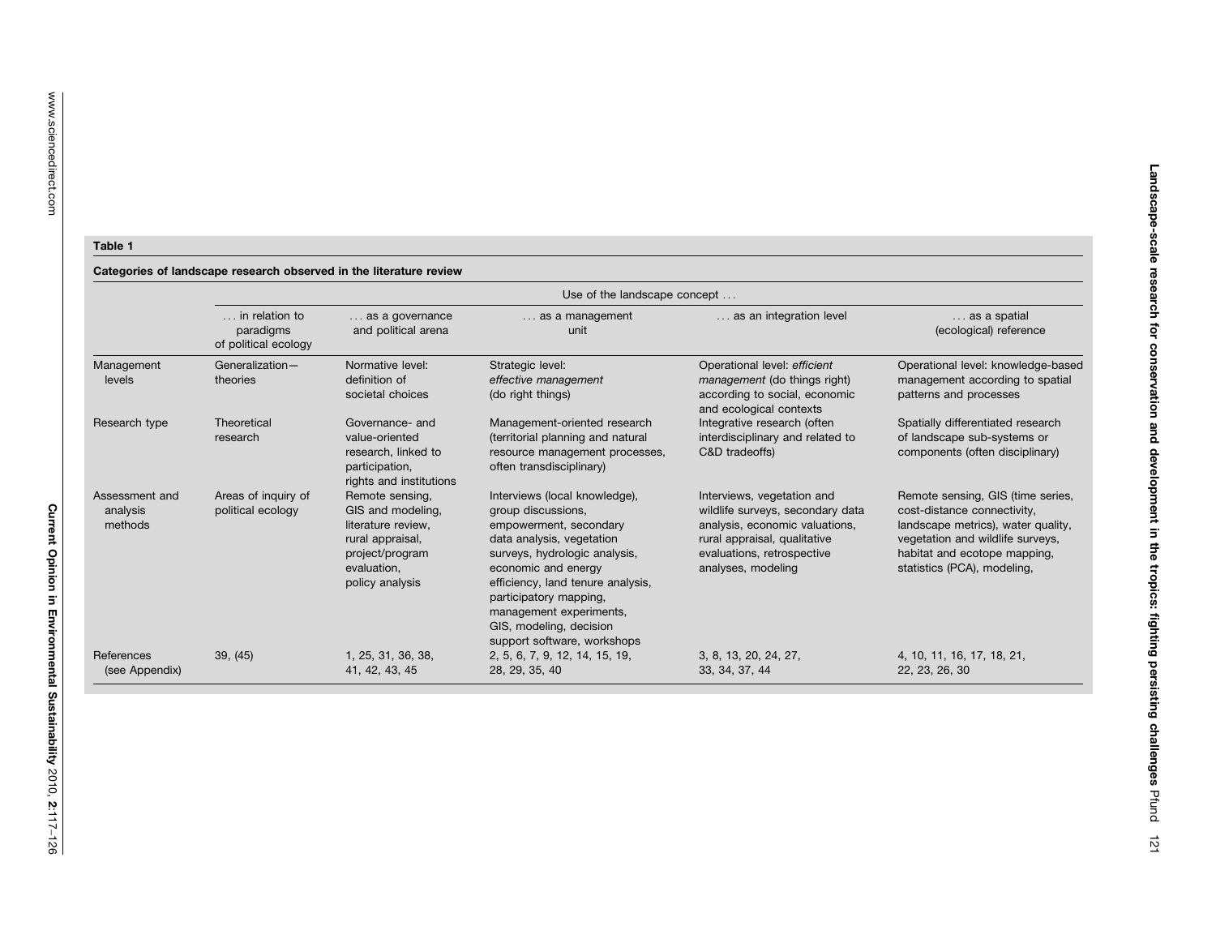**Table 1**

**Categories of landscape research observed in the literature review**

| | Use of the landscape concept ... | | | | |
|---|---|---|---|---|---|
| | ... in relation to paradigms of political ecology | ... as a governance and political arena | ... as a management unit | ... as an integration level | ... as a spatial (ecological) reference |
| Management levels | Generalization—theories | Normative level: definition of societal choices | Strategic level: *effective management* (do right things) | Operational level: *efficient management* (do things right) according to social, economic and ecological contexts | Operational level: knowledge-based management according to spatial patterns and processes |
| Research type | Theoretical research | Governance- and value-oriented research, linked to participation, rights and institutions | Management-oriented research (territorial planning and natural resource management processes, often transdisciplinary) | Integrative research (often interdisciplinary and related to C&D tradeoffs) | Spatially differentiated research of landscape sub-systems or components (often disciplinary) |
| Assessment and analysis methods | Areas of inquiry of political ecology | Remote sensing, GIS and modeling, literature review, rural appraisal, project/program evaluation, policy analysis | Interviews (local knowledge), group discussions, empowerment, secondary data analysis, vegetation surveys, hydrologic analysis, economic and energy efficiency, land tenure analysis, participatory mapping, management experiments, GIS, modeling, decision support software, workshops | Interviews, vegetation and wildlife surveys, secondary data analysis, economic valuations, rural appraisal, qualitative evaluations, retrospective analyses, modeling | Remote sensing, GIS (time series, cost-distance connectivity, landscape metrics), water quality, vegetation and wildlife surveys, habitat and ecotope mapping, statistics (PCA), modeling, |
| References (see Appendix) | 39, (45) | 1, 25, 31, 36, 38, 41, 42, 43, 45 | 2, 5, 6, 7, 9, 12, 14, 15, 19, 28, 29, 35, 40 | 3, 8, 13, 20, 24, 27, 33, 34, 37, 44 | 4, 10, 11, 16, 17, 18, 21, 22, 23, 26, 30 |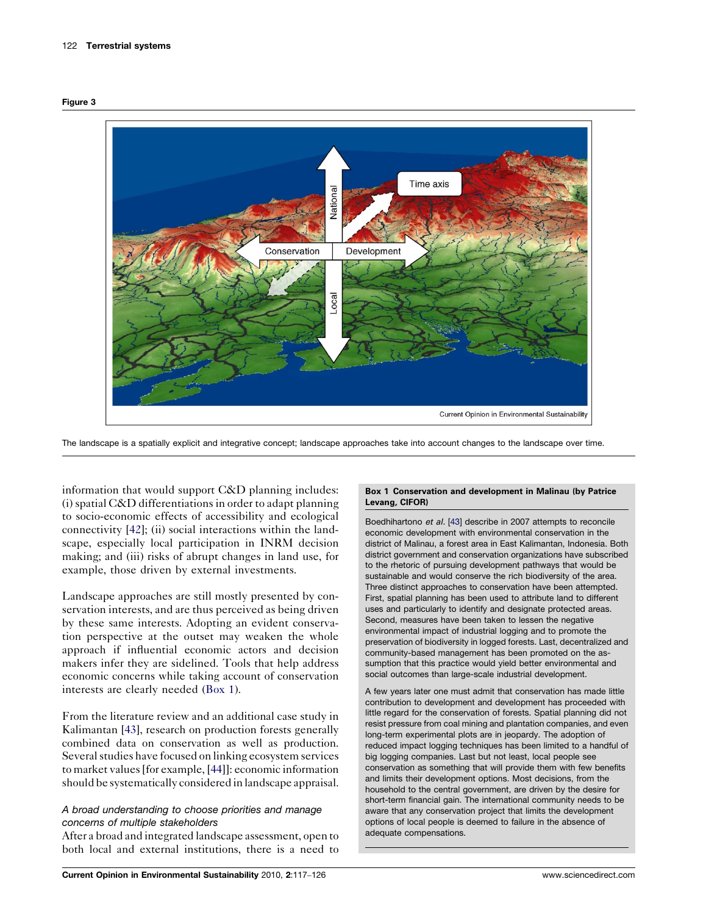**Figure 3**

National

Time axis

Conservation

Development

Local

Current Opinion in Environmental Sustainability

The landscape is a spatially explicit and integrative concept; landscape approaches take into account changes to the landscape over time.

information that would support C&D planning includes: (i) spatial C&D differentiations in order to adapt planning to socio-economic effects of accessibility and ecological connectivity [42]; (ii) social interactions within the landscape, especially local participation in INRM decision making; and (iii) risks of abrupt changes in land use, for example, those driven by external investments.

Landscape approaches are still mostly presented by conservation interests, and are thus perceived as being driven by these same interests. Adopting an evident conservation perspective at the outset may weaken the whole approach if influential economic actors and decision makers infer they are sidelined. Tools that help address economic concerns while taking account of conservation interests are clearly needed (Box 1).

From the literature review and an additional case study in Kalimantan [43], research on production forests generally combined data on conservation as well as production. Several studies have focused on linking ecosystem services to market values [for example, [44]]: economic information should be systematically considered in landscape appraisal.

### *A broad understanding to choose priorities and manage concerns of multiple stakeholders*

After a broad and integrated landscape assessment, open to both local and external institutions, there is a need to

> **Box 1 Conservation and development in Malinau (by Patrice Levang, CIFOR)**
>
> Boedhihartono *et al.* [43] describe in 2007 attempts to reconcile economic development with environmental conservation in the district of Malinau, a forest area in East Kalimantan, Indonesia. Both district government and conservation organizations have subscribed to the rhetoric of pursuing development pathways that would be sustainable and would conserve the rich biodiversity of the area. Three distinct approaches to conservation have been attempted. First, spatial planning has been used to attribute land to different uses and particularly to identify and designate protected areas. Second, measures have been taken to lessen the negative environmental impact of industrial logging and to promote the preservation of biodiversity in logged forests. Last, decentralized and community-based management has been promoted on the assumption that this practice would yield better environmental and social outcomes than large-scale industrial development.
>
> A few years later one must admit that conservation has made little contribution to development and development has proceeded with little regard for the conservation of forests. Spatial planning did not resist pressure from coal mining and plantation companies, and even long-term experimental plots are in jeopardy. The adoption of reduced impact logging techniques has been limited to a handful of big logging companies. Last but not least, local people see conservation as something that will provide them with few benefits and limits their development options. Most decisions, from the household to the central government, are driven by the desire for short-term financial gain. The international community needs to be aware that any conservation project that limits the development options of local people is deemed to failure in the absence of adequate compensations.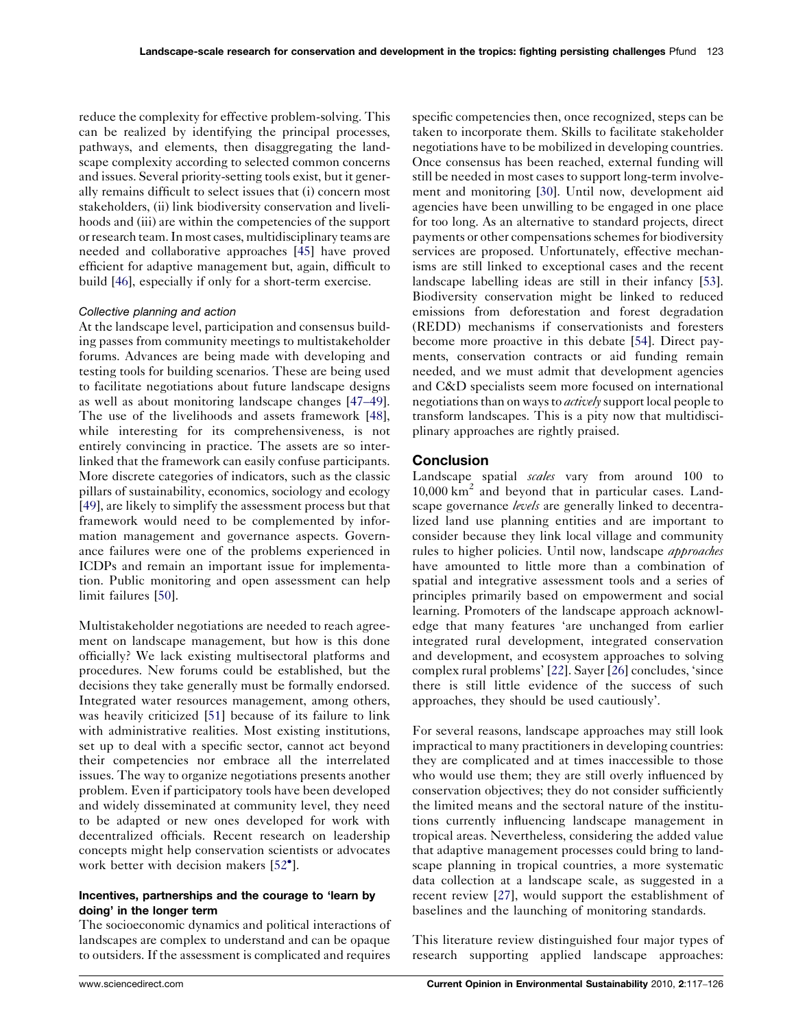reduce the complexity for effective problem-solving. This can be realized by identifying the principal processes, pathways, and elements, then disaggregating the landscape complexity according to selected common concerns and issues. Several priority-setting tools exist, but it generally remains difficult to select issues that (i) concern most stakeholders, (ii) link biodiversity conservation and livelihoods and (iii) are within the competencies of the support or research team. In most cases, multidisciplinary teams are needed and collaborative approaches [45] have proved efficient for adaptive management but, again, difficult to build [46], especially if only for a short-term exercise.

#### Collective planning and action

At the landscape level, participation and consensus building passes from community meetings to multistakeholder forums. Advances are being made with developing and testing tools for building scenarios. These are being used to facilitate negotiations about future landscape designs as well as about monitoring landscape changes [47–49]. The use of the livelihoods and assets framework [48], while interesting for its comprehensiveness, is not entirely convincing in practice. The assets are so interlinked that the framework can easily confuse participants. More discrete categories of indicators, such as the classic pillars of sustainability, economics, sociology and ecology [49], are likely to simplify the assessment process but that framework would need to be complemented by information management and governance aspects. Governance failures were one of the problems experienced in ICDPs and remain an important issue for implementation. Public monitoring and open assessment can help limit failures [50].

Multistakeholder negotiations are needed to reach agreement on landscape management, but how is this done officially? We lack existing multisectoral platforms and procedures. New forums could be established, but the decisions they take generally must be formally endorsed. Integrated water resources management, among others, was heavily criticized [51] because of its failure to link with administrative realities. Most existing institutions, set up to deal with a specific sector, cannot act beyond their competencies nor embrace all the interrelated issues. The way to organize negotiations presents another problem. Even if participatory tools have been developed and widely disseminated at community level, they need to be adapted or new ones developed for work with decentralized officials. Recent research on leadership concepts might help conservation scientists or advocates work better with decision makers [52•].

### Incentives, partnerships and the courage to 'learn by doing' in the longer term

The socioeconomic dynamics and political interactions of landscapes are complex to understand and can be opaque to outsiders. If the assessment is complicated and requires specific competencies then, once recognized, steps can be taken to incorporate them. Skills to facilitate stakeholder negotiations have to be mobilized in developing countries. Once consensus has been reached, external funding will still be needed in most cases to support long-term involvement and monitoring [30]. Until now, development aid agencies have been unwilling to be engaged in one place for too long. As an alternative to standard projects, direct payments or other compensations schemes for biodiversity services are proposed. Unfortunately, effective mechanisms are still linked to exceptional cases and the recent landscape labelling ideas are still in their infancy [53]. Biodiversity conservation might be linked to reduced emissions from deforestation and forest degradation (REDD) mechanisms if conservationists and foresters become more proactive in this debate [54]. Direct payments, conservation contracts or aid funding remain needed, and we must admit that development agencies and C&D specialists seem more focused on international negotiations than on ways to *actively* support local people to transform landscapes. This is a pity now that multidisciplinary approaches are rightly praised.

## Conclusion

Landscape spatial *scales* vary from around 100 to 10,000 $km^2$ and beyond that in particular cases. Landscape governance *levels* are generally linked to decentralized land use planning entities and are important to consider because they link local village and community rules to higher policies. Until now, landscape *approaches* have amounted to little more than a combination of spatial and integrative assessment tools and a series of principles primarily based on empowerment and social learning. Promoters of the landscape approach acknowledge that many features 'are unchanged from earlier integrated rural development, integrated conservation and development, and ecosystem approaches to solving complex rural problems' [22]. Sayer [26] concludes, 'since there is still little evidence of the success of such approaches, they should be used cautiously'.

For several reasons, landscape approaches may still look impractical to many practitioners in developing countries: they are complicated and at times inaccessible to those who would use them; they are still overly influenced by conservation objectives; they do not consider sufficiently the limited means and the sectoral nature of the institutions currently influencing landscape management in tropical areas. Nevertheless, considering the added value that adaptive management processes could bring to landscape planning in tropical countries, a more systematic data collection at a landscape scale, as suggested in a recent review [27], would support the establishment of baselines and the launching of monitoring standards.

This literature review distinguished four major types of research supporting applied landscape approaches: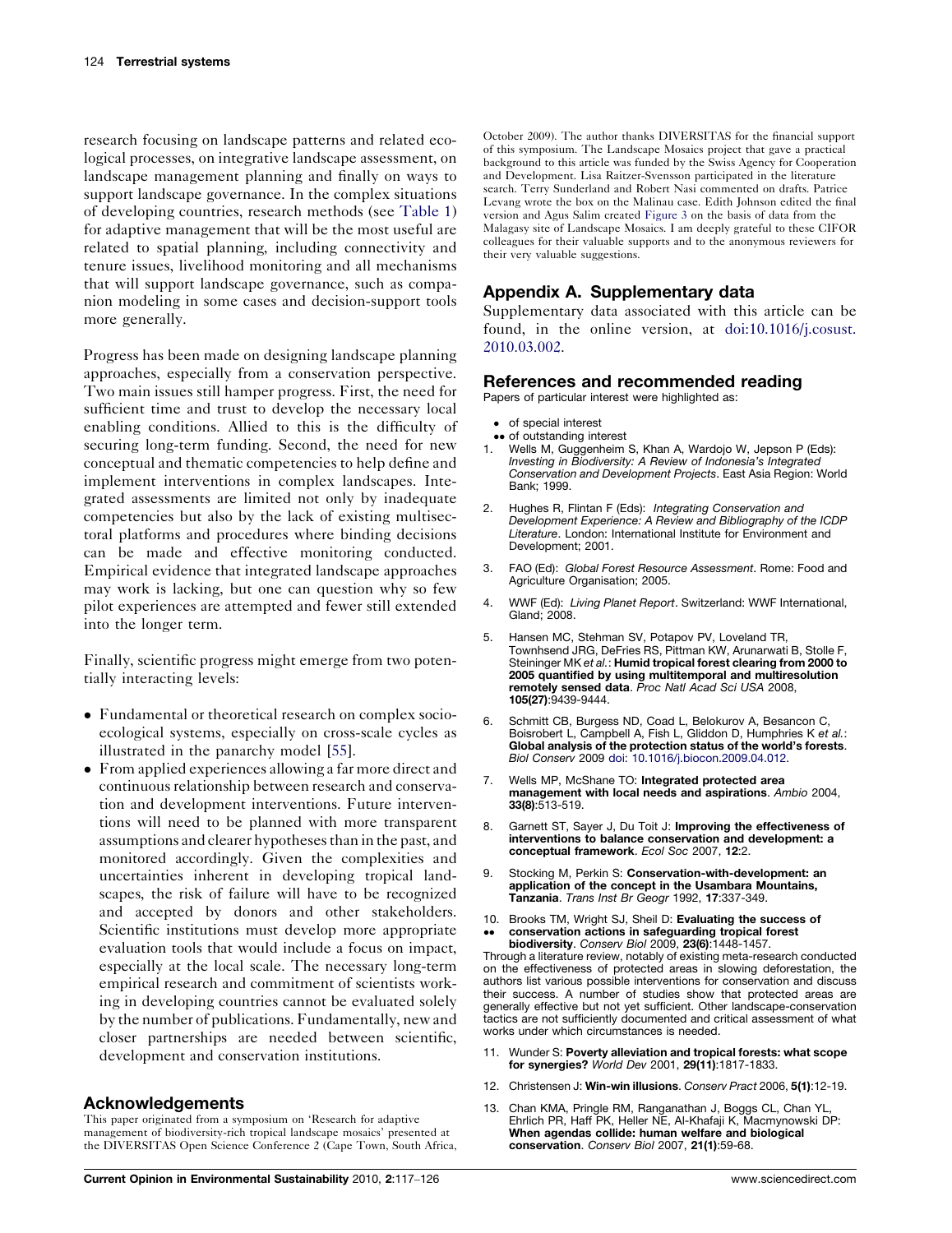research focusing on landscape patterns and related ecological processes, on integrative landscape assessment, on landscape management planning and finally on ways to support landscape governance. In the complex situations of developing countries, research methods (see Table 1) for adaptive management that will be the most useful are related to spatial planning, including connectivity and tenure issues, livelihood monitoring and all mechanisms that will support landscape governance, such as companion modeling in some cases and decision-support tools more generally.

Progress has been made on designing landscape planning approaches, especially from a conservation perspective. Two main issues still hamper progress. First, the need for sufficient time and trust to develop the necessary local enabling conditions. Allied to this is the difficulty of securing long-term funding. Second, the need for new conceptual and thematic competencies to help define and implement interventions in complex landscapes. Integrated assessments are limited not only by inadequate competencies but also by the lack of existing multisectoral platforms and procedures where binding decisions can be made and effective monitoring conducted. Empirical evidence that integrated landscape approaches may work is lacking, but one can question why so few pilot experiences are attempted and fewer still extended into the longer term.

Finally, scientific progress might emerge from two potentially interacting levels:

- Fundamental or theoretical research on complex socio-ecological systems, especially on cross-scale cycles as illustrated in the panarchy model [55].
- From applied experiences allowing a far more direct and continuous relationship between research and conservation and development interventions. Future interventions will need to be planned with more transparent assumptions and clearer hypotheses than in the past, and monitored accordingly. Given the complexities and uncertainties inherent in developing tropical landscapes, the risk of failure will have to be recognized and accepted by donors and other stakeholders. Scientific institutions must develop more appropriate evaluation tools that would include a focus on impact, especially at the local scale. The necessary long-term empirical research and commitment of scientists working in developing countries cannot be evaluated solely by the number of publications. Fundamentally, new and closer partnerships are needed between scientific, development and conservation institutions.

## Acknowledgements

This paper originated from a symposium on 'Research for adaptive management of biodiversity-rich tropical landscape mosaics' presented at the DIVERSITAS Open Science Conference 2 (Cape Town, South Africa, October 2009). The author thanks DIVERSITAS for the financial support of this symposium. The Landscape Mosaics project that gave a practical background to this article was funded by the Swiss Agency for Cooperation and Development. Lisa Raitzer-Svensson participated in the literature search. Terry Sunderland and Robert Nasi commented on drafts. Patrice Levang wrote the box on the Malinau case. Edith Johnson edited the final version and Agus Salim created Figure 3 on the basis of data from the Malagasy site of Landscape Mosaics. I am deeply grateful to these CIFOR colleagues for their valuable supports and to the anonymous reviewers for their very valuable suggestions.

## Appendix A. Supplementary data

Supplementary data associated with this article can be found, in the online version, at doi:10.1016/j.cosust.2010.03.002.

## References and recommended reading

Papers of particular interest were highlighted as:

- • of special interest
- •• of outstanding interest

1. Wells M, Guggenheim S, Khan A, Wardojo W, Jepson P (Eds): *Investing in Biodiversity: A Review of Indonesia's Integrated Conservation and Development Projects*. East Asia Region: World Bank; 1999.
2. Hughes R, Flintan F (Eds): *Integrating Conservation and Development Experience: A Review and Bibliography of the ICDP Literature*. London: International Institute for Environment and Development; 2001.
3. FAO (Ed): *Global Forest Resource Assessment*. Rome: Food and Agriculture Organisation; 2005.
4. WWF (Ed): *Living Planet Report*. Switzerland: WWF International, Gland; 2008.
5. Hansen MC, Stehman SV, Potapov PV, Loveland TR, Townhsend JRG, DeFries RS, Pittman KW, Arunarwati B, Stolle F, Steininger MK *et al.*: **Humid tropical forest clearing from 2000 to 2005 quantified by using multitemporal and multiresolution remotely sensed data**. *Proc Natl Acad Sci USA* 2008, **105(27)**:9439-9444.
6. Schmitt CB, Burgess ND, Coad L, Belokurov A, Besancon C, Boisrobert L, Campbell A, Fish L, Gliddon D, Humphries K *et al.*: **Global analysis of the protection status of the world's forests**. *Biol Conserv* 2009 doi: 10.1016/j.biocon.2009.04.012.
7. Wells MP, McShane TO: **Integrated protected area management with local needs and aspirations**. *Ambio* 2004, **33(8)**:513-519.
8. Garnett ST, Sayer J, Du Toit J: **Improving the effectiveness of interventions to balance conservation and development: a conceptual framework**. *Ecol Soc* 2007, **12**:2.
9. Stocking M, Perkin S: **Conservation-with-development: an application of the concept in the Usambara Mountains, Tanzania**. *Trans Inst Br Geogr* 1992, **17**:337-349.
10. •• Brooks TM, Wright SJ, Sheil D: **Evaluating the success of conservation actions in safeguarding tropical forest biodiversity**. *Conserv Biol* 2009, **23(6)**:1448-1457.

    Through a literature review, notably of existing meta-research conducted on the effectiveness of protected areas in slowing deforestation, the authors list various possible interventions for conservation and discuss their success. A number of studies show that protected areas are generally effective but not yet sufficient. Other landscape-conservation tactics are not sufficiently documented and critical assessment of what works under which circumstances is needed.
11. Wunder S: **Poverty alleviation and tropical forests: what scope for synergies?** *World Dev* 2001, **29(11)**:1817-1833.
12. Christensen J: **Win-win illusions**. *Conserv Pract* 2006, **5(1)**:12-19.
13. Chan KMA, Pringle RM, Ranganathan J, Boggs CL, Chan YL, Ehrlich PR, Haff PK, Heller NE, Al-Khafaji K, Macmynowski DP: **When agendas collide: human welfare and biological conservation**. *Conserv Biol* 2007, **21(1)**:59-68.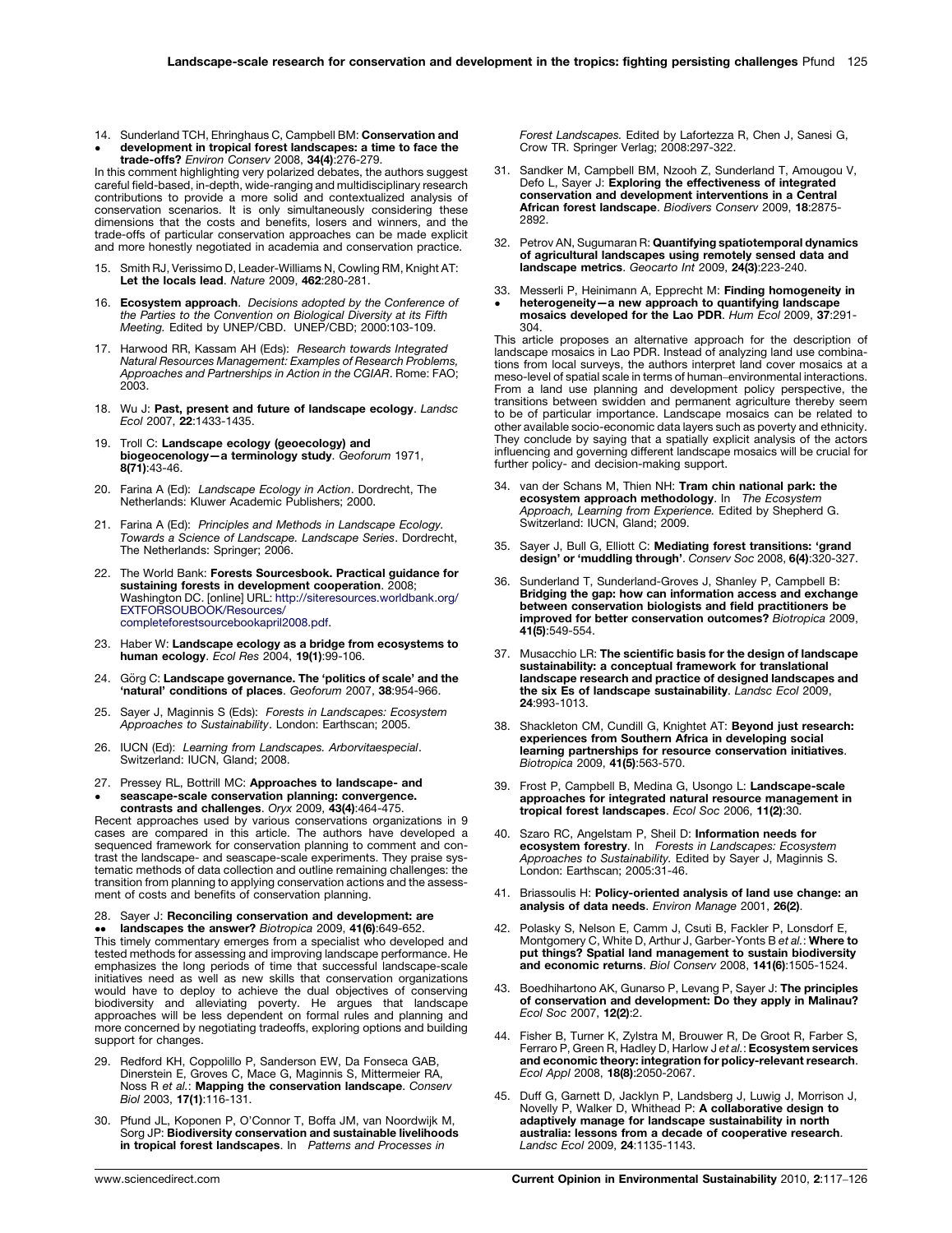14. Sunderland TCH, Ehringhaus C, Campbell BM: **Conservation and development in tropical forest landscapes: a time to face the trade-offs?** *Environ Conserv* 2008, **34(4)**:276-279.
• 
In this comment highlighting very polarized debates, the authors suggest careful field-based, in-depth, wide-ranging and multidisciplinary research contributions to provide a more solid and contextualized analysis of conservation scenarios. It is only simultaneously considering these dimensions that the costs and benefits, losers and winners, and the trade-offs of particular conservation approaches can be made explicit and more honestly negotiated in academia and conservation practice.

15. Smith RJ, Verissimo D, Leader-Williams N, Cowling RM, Knight AT: **Let the locals lead**. *Nature* 2009, **462**:280-281.

16. **Ecosystem approach**. *Decisions adopted by the Conference of the Parties to the Convention on Biological Diversity at its Fifth Meeting.* Edited by UNEP/CBD. UNEP/CBD; 2000:103-109.

17. Harwood RR, Kassam AH (Eds): *Research towards Integrated Natural Resources Management: Examples of Research Problems, Approaches and Partnerships in Action in the CGIAR*. Rome: FAO; 2003.

18. Wu J: **Past, present and future of landscape ecology**. *Landsc Ecol* 2007, **22**:1433-1435.

19. Troll C: **Landscape ecology (geoecology) and biogeocenology—a terminology study**. *Geoforum* 1971, **8(71)**:43-46.

20. Farina A (Ed): *Landscape Ecology in Action*. Dordrecht, The Netherlands: Kluwer Academic Publishers; 2000.

21. Farina A (Ed): *Principles and Methods in Landscape Ecology. Towards a Science of Landscape. Landscape Series*. Dordrecht, The Netherlands: Springer; 2006.

22. The World Bank: **Forests Sourcesbook. Practical guidance for sustaining forests in development cooperation**. 2008; Washington DC. [online] URL: http://siteresources.worldbank.org/EXTFORSOUBOOK/Resources/completeforestsourcebookapril2008.pdf.

23. Haber W: **Landscape ecology as a bridge from ecosystems to human ecology**. *Ecol Res* 2004, **19(1)**:99-106.

24. Görg C: **Landscape governance. The 'politics of scale' and the 'natural' conditions of places**. *Geoforum* 2007, **38**:954-966.

25. Sayer J, Maginnis S (Eds): *Forests in Landscapes: Ecosystem Approaches to Sustainability*. London: Earthscan; 2005.

26. IUCN (Ed): *Learning from Landscapes. Arborvitaespecial*. Switzerland: IUCN, Gland; 2008.

27. Pressey RL, Bottrill MC: **Approaches to landscape- and seascape-scale conservation planning: convergence. contrasts and challenges**. *Oryx* 2009, **43(4)**:464-475.
• 
Recent approaches used by various conservations organizations in 9 cases are compared in this article. The authors have developed a sequenced framework for conservation planning to comment and contrast the landscape- and seascape-scale experiments. They praise systematic methods of data collection and outline remaining challenges: the transition from planning to applying conservation actions and the assessment of costs and benefits of conservation planning.

28. Sayer J: **Reconciling conservation and development: are landscapes the answer?** *Biotropica* 2009, **41(6)**:649-652.
•• 
This timely commentary emerges from a specialist who developed and tested methods for assessing and improving landscape performance. He emphasizes the long periods of time that successful landscape-scale initiatives need as well as new skills that conservation organizations would have to deploy to achieve the dual objectives of conserving biodiversity and alleviating poverty. He argues that landscape approaches will be less dependent on formal rules and planning and more concerned by negotiating tradeoffs, exploring options and building support for changes.

29. Redford KH, Coppolillo P, Sanderson EW, Da Fonseca GAB, Dinerstein E, Groves C, Mace G, Maginnis S, Mittermeier RA, Noss R *et al.*: **Mapping the conservation landscape**. *Conserv Biol* 2003, **17(1)**:116-131.

30. Pfund JL, Koponen P, O'Connor T, Boffa JM, van Noordwijk M, Sorg JP: **Biodiversity conservation and sustainable livelihoods in tropical forest landscapes**. In *Patterns and Processes in Forest Landscapes.* Edited by Lafortezza R, Chen J, Sanesi G, Crow TR. Springer Verlag; 2008:297-322.

31. Sandker M, Campbell BM, Nzooh Z, Sunderland T, Amougou V, Defo L, Sayer J: **Exploring the effectiveness of integrated conservation and development interventions in a Central African forest landscape**. *Biodivers Conserv* 2009, **18**:2875-2892.

32. Petrov AN, Sugumaran R: **Quantifying spatiotemporal dynamics of agricultural landscapes using remotely sensed data and landscape metrics**. *Geocarto Int* 2009, **24(3)**:223-240.

33. Messerli P, Heinimann A, Epprecht M: **Finding homogeneity in heterogeneity—a new approach to quantifying landscape mosaics developed for the Lao PDR**. *Hum Ecol* 2009, **37**:291-304.
• 
This article proposes an alternative approach for the description of landscape mosaics in Lao PDR. Instead of analyzing land use combinations from local surveys, the authors interpret land cover mosaics at a meso-level of spatial scale in terms of human–environmental interactions. From a land use planning and development policy perspective, the transitions between swidden and permanent agriculture thereby seem to be of particular importance. Landscape mosaics can be related to other available socio-economic data layers such as poverty and ethnicity. They conclude by saying that a spatially explicit analysis of the actors influencing and governing different landscape mosaics will be crucial for further policy- and decision-making support.

34. van der Schans M, Thien NH: **Tram chin national park: the ecosystem approach methodology**. In *The Ecosystem Approach, Learning from Experience.* Edited by Shepherd G. Switzerland: IUCN, Gland; 2009.

35. Sayer J, Bull G, Elliott C: **Mediating forest transitions: 'grand design' or 'muddling through'**. *Conserv Soc* 2008, **6(4)**:320-327.

36. Sunderland T, Sunderland-Groves J, Shanley P, Campbell B: **Bridging the gap: how can information access and exchange between conservation biologists and field practitioners be improved for better conservation outcomes?** *Biotropica* 2009, **41(5)**:549-554.

37. Musacchio LR: **The scientific basis for the design of landscape sustainability: a conceptual framework for translational landscape research and practice of designed landscapes and the six Es of landscape sustainability**. *Landsc Ecol* 2009, **24**:993-1013.

38. Shackleton CM, Cundill G, Knightet AT: **Beyond just research: experiences from Southern Africa in developing social learning partnerships for resource conservation initiatives**. *Biotropica* 2009, **41(5)**:563-570.

39. Frost P, Campbell B, Medina G, Usongo L: **Landscape-scale approaches for integrated natural resource management in tropical forest landscapes**. *Ecol Soc* 2006, **11(2)**:30.

40. Szaro RC, Angelstam P, Sheil D: **Information needs for ecosystem forestry**. In *Forests in Landscapes: Ecosystem Approaches to Sustainability.* Edited by Sayer J, Maginnis S. London: Earthscan; 2005:31-46.

41. Briassoulis H: **Policy-oriented analysis of land use change: an analysis of data needs**. *Environ Manage* 2001, **26(2)**.

42. Polasky S, Nelson E, Camm J, Csuti B, Fackler P, Lonsdorf E, Montgomery C, White D, Arthur J, Garber-Yonts B *et al.*: **Where to put things? Spatial land management to sustain biodiversity and economic returns**. *Biol Conserv* 2008, **141(6)**:1505-1524.

43. Boedhihartono AK, Gunarso P, Levang P, Sayer J: **The principles of conservation and development: Do they apply in Malinau?** *Ecol Soc* 2007, **12(2)**:2.

44. Fisher B, Turner K, Zylstra M, Brouwer R, De Groot R, Farber S, Ferraro P, Green R, Hadley D, Harlow J *et al.*: **Ecosystem services and economic theory: integration for policy-relevant research**. *Ecol Appl* 2008, **18(8)**:2050-2067.

45. Duff G, Garnett D, Jacklyn P, Landsberg J, Luwig J, Morrison J, Novelly P, Walker D, Whithead P: **A collaborative design to adaptively manage for landscape sustainability in north australia: lessons from a decade of cooperative research**. *Landsc Ecol* 2009, **24**:1135-1143.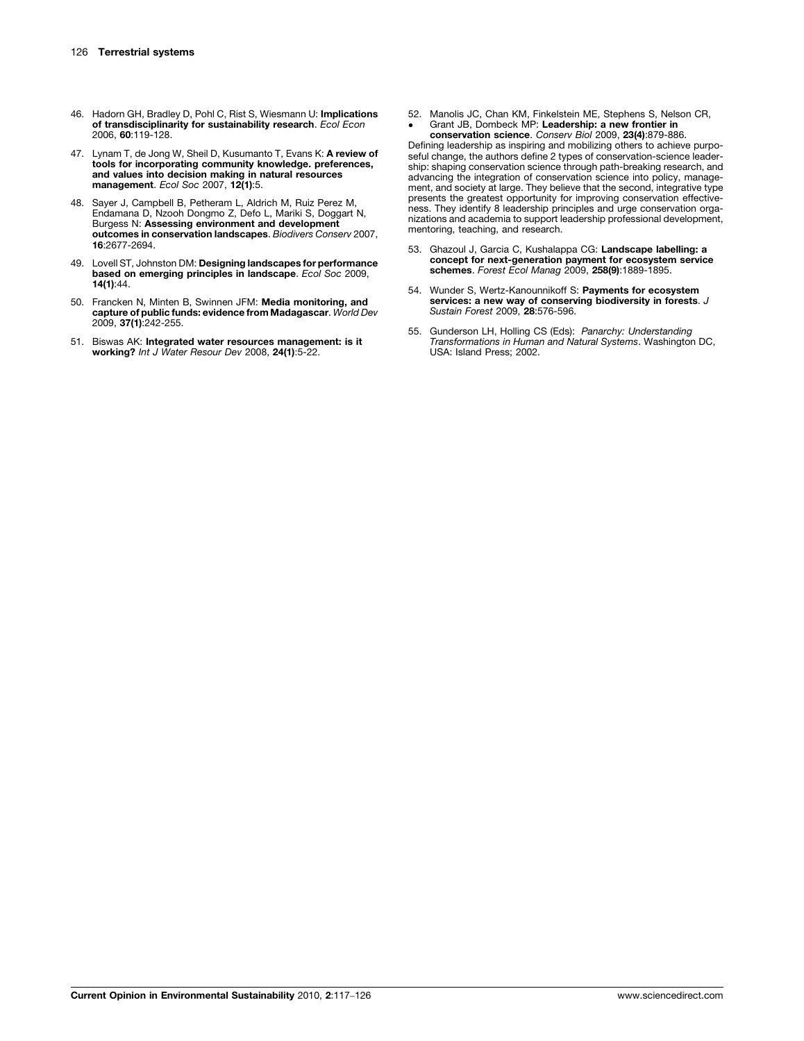46. Hadorn GH, Bradley D, Pohl C, Rist S, Wiesmann U: **Implications of transdisciplinarity for sustainability research**. *Ecol Econ* 2006, **60**:119-128.

47. Lynam T, de Jong W, Sheil D, Kusumanto T, Evans K: **A review of tools for incorporating community knowledge. preferences, and values into decision making in natural resources management**. *Ecol Soc* 2007, **12(1)**:5.

48. Sayer J, Campbell B, Petheram L, Aldrich M, Ruiz Perez M, Endamana D, Nzooh Dongmo Z, Defo L, Mariki S, Doggart N, Burgess N: **Assessing environment and development outcomes in conservation landscapes**. *Biodivers Conserv* 2007, **16**:2677-2694.

49. Lovell ST, Johnston DM: **Designing landscapes for performance based on emerging principles in landscape**. *Ecol Soc* 2009, **14(1)**:44.

50. Francken N, Minten B, Swinnen JFM: **Media monitoring, and capture of public funds: evidence from Madagascar**. *World Dev* 2009, **37(1)**:242-255.

51. Biswas AK: **Integrated water resources management: is it working?** *Int J Water Resour Dev* 2008, **24(1)**:5-22.

52. • Manolis JC, Chan KM, Finkelstein ME, Stephens S, Nelson CR, Grant JB, Dombeck MP: **Leadership: a new frontier in conservation science**. *Conserv Biol* 2009, **23(4)**:879-886.

Defining leadership as inspiring and mobilizing others to achieve purposeful change, the authors define 2 types of conservation-science leadership: shaping conservation science through path-breaking research, and advancing the integration of conservation science into policy, management, and society at large. They believe that the second, integrative type presents the greatest opportunity for improving conservation effectiveness. They identify 8 leadership principles and urge conservation organizations and academia to support leadership professional development, mentoring, teaching, and research.

53. Ghazoul J, Garcia C, Kushalappa CG: **Landscape labelling: a concept for next-generation payment for ecosystem service schemes**. *Forest Ecol Manag* 2009, **258(9)**:1889-1895.

54. Wunder S, Wertz-Kanounnikoff S: **Payments for ecosystem services: a new way of conserving biodiversity in forests**. *J Sustain Forest* 2009, **28**:576-596.

55. Gunderson LH, Holling CS (Eds): *Panarchy: Understanding Transformations in Human and Natural Systems*. Washington DC, USA: Island Press; 2002.